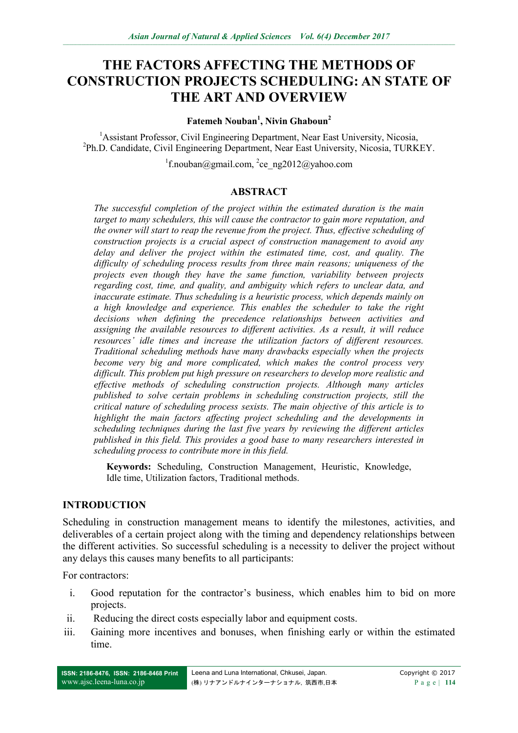# THE FACTORS AFFECTING THE METHODS OF CONSTRUCTION PROJECTS SCHEDULING: AN STATE OF THE ART AND OVERVIEW

**Fatemeh Nouban[1], Nivin Ghaboun[2]**

[1]Assistant Professor, Civil Engineering Department, Near East University, Nicosia,
[2]Ph.D. Candidate, Civil Engineering Department, Near East University, Nicosia, TURKEY.

[1]f.nouban@gmail.com, [2]ce_ng2012@yahoo.com

## ABSTRACT

*The successful completion of the project within the estimated duration is the main target to many schedulers, this will cause the contractor to gain more reputation, and the owner will start to reap the revenue from the project. Thus, effective scheduling of construction projects is a crucial aspect of construction management to avoid any delay and deliver the project within the estimated time, cost, and quality. The difficulty of scheduling process results from three main reasons; uniqueness of the projects even though they have the same function, variability between projects regarding cost, time, and quality, and ambiguity which refers to unclear data, and inaccurate estimate. Thus scheduling is a heuristic process, which depends mainly on a high knowledge and experience. This enables the scheduler to take the right decisions when defining the precedence relationships between activities and assigning the available resources to different activities. As a result, it will reduce resources' idle times and increase the utilization factors of different resources. Traditional scheduling methods have many drawbacks especially when the projects become very big and more complicated, which makes the control process very difficult. This problem put high pressure on researchers to develop more realistic and effective methods of scheduling construction projects. Although many articles published to solve certain problems in scheduling construction projects, still the critical nature of scheduling process sexists. The main objective of this article is to highlight the main factors affecting project scheduling and the developments in scheduling techniques during the last five years by reviewing the different articles published in this field. This provides a good base to many researchers interested in scheduling process to contribute more in this field.*

**Keywords:** Scheduling, Construction Management, Heuristic, Knowledge, Idle time, Utilization factors, Traditional methods.

## INTRODUCTION

Scheduling in construction management means to identify the milestones, activities, and deliverables of a certain project along with the timing and dependency relationships between the different activities. So successful scheduling is a necessity to deliver the project without any delays this causes many benefits to all participants:

For contractors:

i. Good reputation for the contractor's business, which enables him to bid on more projects.
ii. Reducing the direct costs especially labor and equipment costs.
iii. Gaining more incentives and bonuses, when finishing early or within the estimated time.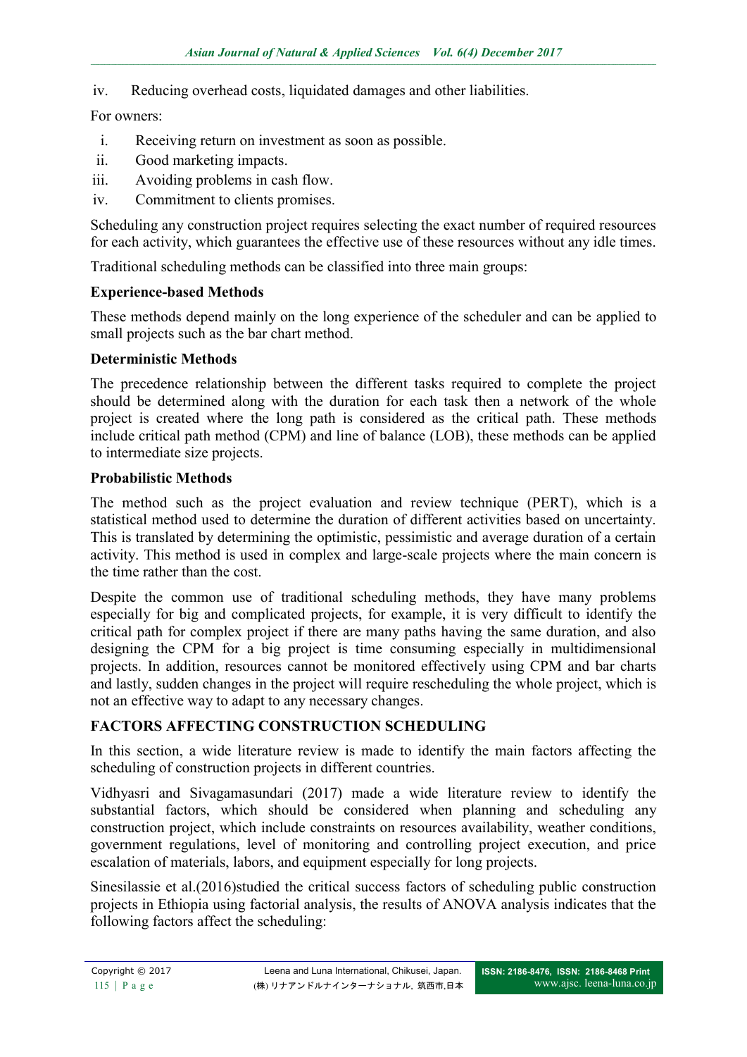iv. Reducing overhead costs, liquidated damages and other liabilities.

For owners:

i. Receiving return on investment as soon as possible.
ii. Good marketing impacts.
iii. Avoiding problems in cash flow.
iv. Commitment to clients promises.

Scheduling any construction project requires selecting the exact number of required resources for each activity, which guarantees the effective use of these resources without any idle times.

Traditional scheduling methods can be classified into three main groups:

**Experience-based Methods**

These methods depend mainly on the long experience of the scheduler and can be applied to small projects such as the bar chart method.

**Deterministic Methods**

The precedence relationship between the different tasks required to complete the project should be determined along with the duration for each task then a network of the whole project is created where the long path is considered as the critical path. These methods include critical path method (CPM) and line of balance (LOB), these methods can be applied to intermediate size projects.

**Probabilistic Methods**

The method such as the project evaluation and review technique (PERT), which is a statistical method used to determine the duration of different activities based on uncertainty. This is translated by determining the optimistic, pessimistic and average duration of a certain activity. This method is used in complex and large-scale projects where the main concern is the time rather than the cost.

Despite the common use of traditional scheduling methods, they have many problems especially for big and complicated projects, for example, it is very difficult to identify the critical path for complex project if there are many paths having the same duration, and also designing the CPM for a big project is time consuming especially in multidimensional projects. In addition, resources cannot be monitored effectively using CPM and bar charts and lastly, sudden changes in the project will require rescheduling the whole project, which is not an effective way to adapt to any necessary changes.

## FACTORS AFFECTING CONSTRUCTION SCHEDULING

In this section, a wide literature review is made to identify the main factors affecting the scheduling of construction projects in different countries.

Vidhyasri and Sivagamasundari (2017) made a wide literature review to identify the substantial factors, which should be considered when planning and scheduling any construction project, which include constraints on resources availability, weather conditions, government regulations, level of monitoring and controlling project execution, and price escalation of materials, labors, and equipment especially for long projects.

Sinesilassie et al.(2016)studied the critical success factors of scheduling public construction projects in Ethiopia using factorial analysis, the results of ANOVA analysis indicates that the following factors affect the scheduling: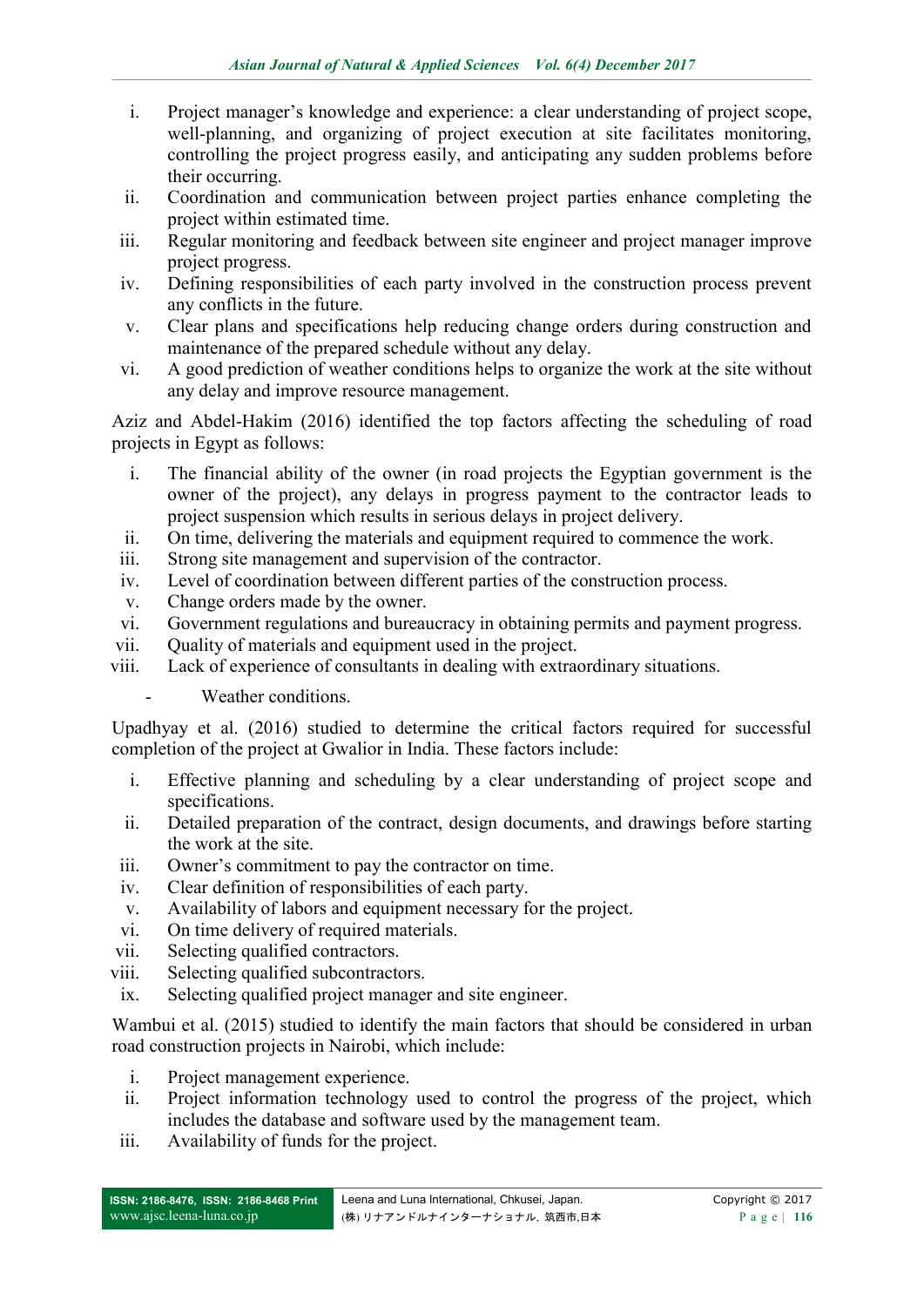i. Project manager's knowledge and experience: a clear understanding of project scope, well-planning, and organizing of project execution at site facilitates monitoring, controlling the project progress easily, and anticipating any sudden problems before their occurring.
ii. Coordination and communication between project parties enhance completing the project within estimated time.
iii. Regular monitoring and feedback between site engineer and project manager improve project progress.
iv. Defining responsibilities of each party involved in the construction process prevent any conflicts in the future.
v. Clear plans and specifications help reducing change orders during construction and maintenance of the prepared schedule without any delay.
vi. A good prediction of weather conditions helps to organize the work at the site without any delay and improve resource management.

Aziz and Abdel-Hakim (2016) identified the top factors affecting the scheduling of road projects in Egypt as follows:

i. The financial ability of the owner (in road projects the Egyptian government is the owner of the project), any delays in progress payment to the contractor leads to project suspension which results in serious delays in project delivery.
ii. On time, delivering the materials and equipment required to commence the work.
iii. Strong site management and supervision of the contractor.
iv. Level of coordination between different parties of the construction process.
v. Change orders made by the owner.
vi. Government regulations and bureaucracy in obtaining permits and payment progress.
vii. Quality of materials and equipment used in the project.
viii. Lack of experience of consultants in dealing with extraordinary situations.
- Weather conditions.

Upadhyay et al. (2016) studied to determine the critical factors required for successful completion of the project at Gwalior in India. These factors include:

i. Effective planning and scheduling by a clear understanding of project scope and specifications.
ii. Detailed preparation of the contract, design documents, and drawings before starting the work at the site.
iii. Owner's commitment to pay the contractor on time.
iv. Clear definition of responsibilities of each party.
v. Availability of labors and equipment necessary for the project.
vi. On time delivery of required materials.
vii. Selecting qualified contractors.
viii. Selecting qualified subcontractors.
ix. Selecting qualified project manager and site engineer.

Wambui et al. (2015) studied to identify the main factors that should be considered in urban road construction projects in Nairobi, which include:

i. Project management experience.
ii. Project information technology used to control the progress of the project, which includes the database and software used by the management team.
iii. Availability of funds for the project.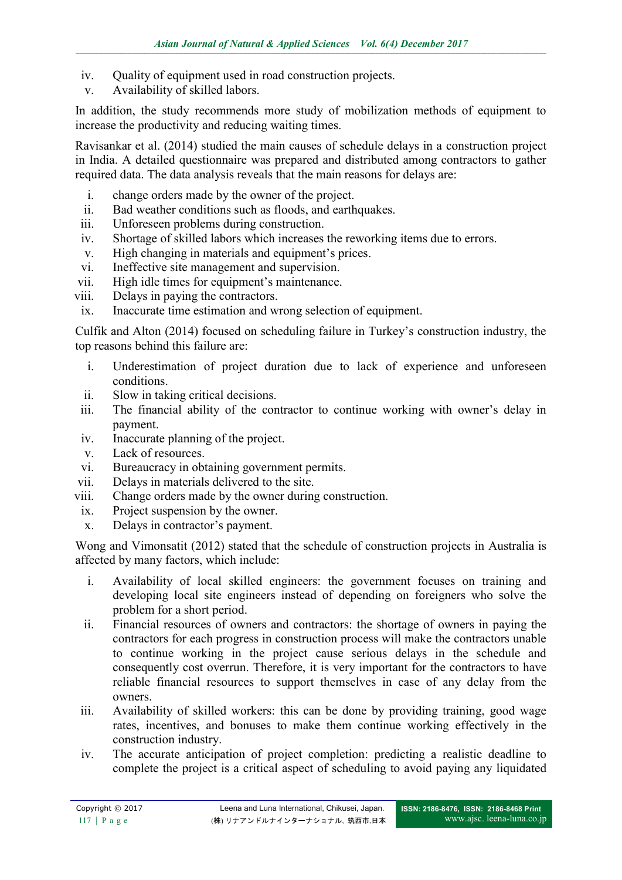iv. Quality of equipment used in road construction projects.
v. Availability of skilled labors.

In addition, the study recommends more study of mobilization methods of equipment to increase the productivity and reducing waiting times.

Ravisankar et al. (2014) studied the main causes of schedule delays in a construction project in India. A detailed questionnaire was prepared and distributed among contractors to gather required data. The data analysis reveals that the main reasons for delays are:

i. change orders made by the owner of the project.
ii. Bad weather conditions such as floods, and earthquakes.
iii. Unforeseen problems during construction.
iv. Shortage of skilled labors which increases the reworking items due to errors.
v. High changing in materials and equipment's prices.
vi. Ineffective site management and supervision.
vii. High idle times for equipment's maintenance.
viii. Delays in paying the contractors.
ix. Inaccurate time estimation and wrong selection of equipment.

Culfik and Alton (2014) focused on scheduling failure in Turkey's construction industry, the top reasons behind this failure are:

i. Underestimation of project duration due to lack of experience and unforeseen conditions.
ii. Slow in taking critical decisions.
iii. The financial ability of the contractor to continue working with owner's delay in payment.
iv. Inaccurate planning of the project.
v. Lack of resources.
vi. Bureaucracy in obtaining government permits.
vii. Delays in materials delivered to the site.
viii. Change orders made by the owner during construction.
ix. Project suspension by the owner.
x. Delays in contractor's payment.

Wong and Vimonsatit (2012) stated that the schedule of construction projects in Australia is affected by many factors, which include:

i. Availability of local skilled engineers: the government focuses on training and developing local site engineers instead of depending on foreigners who solve the problem for a short period.
ii. Financial resources of owners and contractors: the shortage of owners in paying the contractors for each progress in construction process will make the contractors unable to continue working in the project cause serious delays in the schedule and consequently cost overrun. Therefore, it is very important for the contractors to have reliable financial resources to support themselves in case of any delay from the owners.
iii. Availability of skilled workers: this can be done by providing training, good wage rates, incentives, and bonuses to make them continue working effectively in the construction industry.
iv. The accurate anticipation of project completion: predicting a realistic deadline to complete the project is a critical aspect of scheduling to avoid paying any liquidated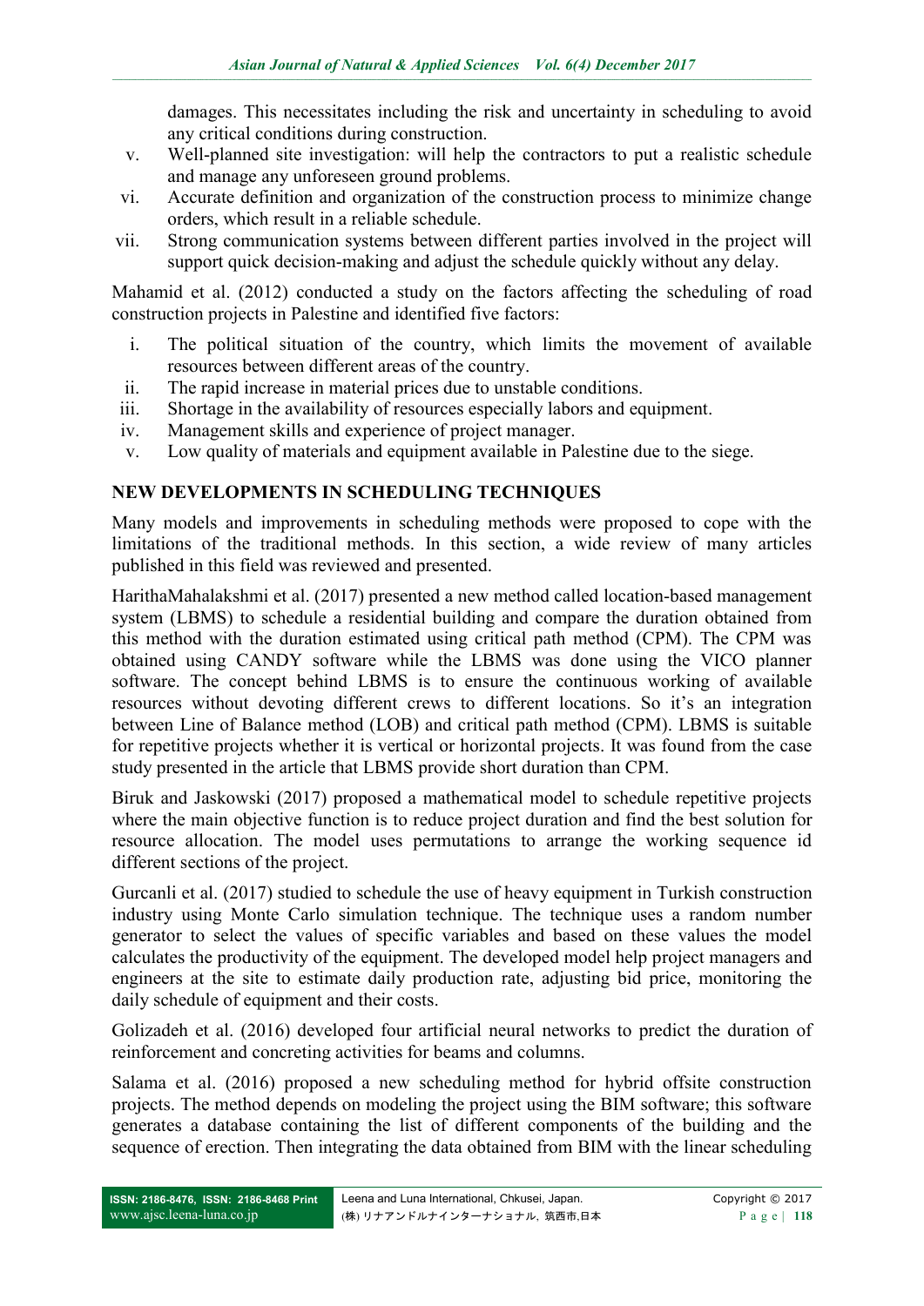damages. This necessitates including the risk and uncertainty in scheduling to avoid any critical conditions during construction.

v. Well-planned site investigation: will help the contractors to put a realistic schedule and manage any unforeseen ground problems.
vi. Accurate definition and organization of the construction process to minimize change orders, which result in a reliable schedule.
vii. Strong communication systems between different parties involved in the project will support quick decision-making and adjust the schedule quickly without any delay.

Mahamid et al. (2012) conducted a study on the factors affecting the scheduling of road construction projects in Palestine and identified five factors:

i. The political situation of the country, which limits the movement of available resources between different areas of the country.
ii. The rapid increase in material prices due to unstable conditions.
iii. Shortage in the availability of resources especially labors and equipment.
iv. Management skills and experience of project manager.
v. Low quality of materials and equipment available in Palestine due to the siege.

## NEW DEVELOPMENTS IN SCHEDULING TECHNIQUES

Many models and improvements in scheduling methods were proposed to cope with the limitations of the traditional methods. In this section, a wide review of many articles published in this field was reviewed and presented.

HarithaMahalakshmi et al. (2017) presented a new method called location-based management system (LBMS) to schedule a residential building and compare the duration obtained from this method with the duration estimated using critical path method (CPM). The CPM was obtained using CANDY software while the LBMS was done using the VICO planner software. The concept behind LBMS is to ensure the continuous working of available resources without devoting different crews to different locations. So it's an integration between Line of Balance method (LOB) and critical path method (CPM). LBMS is suitable for repetitive projects whether it is vertical or horizontal projects. It was found from the case study presented in the article that LBMS provide short duration than CPM.

Biruk and Jaskowski (2017) proposed a mathematical model to schedule repetitive projects where the main objective function is to reduce project duration and find the best solution for resource allocation. The model uses permutations to arrange the working sequence id different sections of the project.

Gurcanli et al. (2017) studied to schedule the use of heavy equipment in Turkish construction industry using Monte Carlo simulation technique. The technique uses a random number generator to select the values of specific variables and based on these values the model calculates the productivity of the equipment. The developed model help project managers and engineers at the site to estimate daily production rate, adjusting bid price, monitoring the daily schedule of equipment and their costs.

Golizadeh et al. (2016) developed four artificial neural networks to predict the duration of reinforcement and concreting activities for beams and columns.

Salama et al. (2016) proposed a new scheduling method for hybrid offsite construction projects. The method depends on modeling the project using the BIM software; this software generates a database containing the list of different components of the building and the sequence of erection. Then integrating the data obtained from BIM with the linear scheduling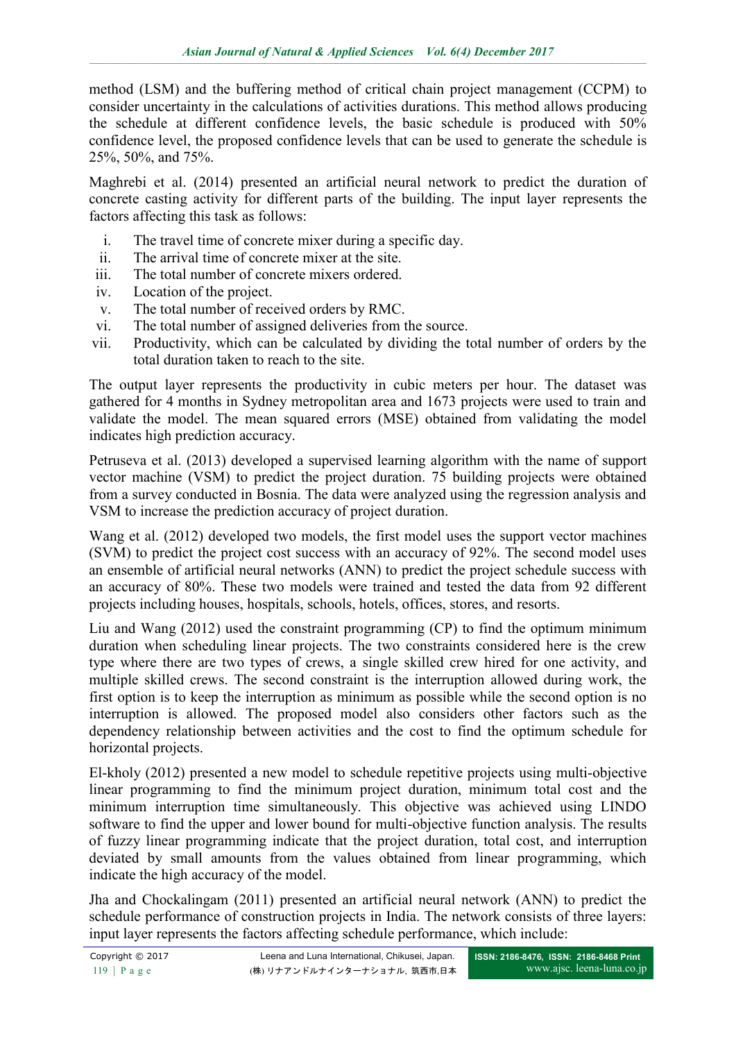method (LSM) and the buffering method of critical chain project management (CCPM) to consider uncertainty in the calculations of activities durations. This method allows producing the schedule at different confidence levels, the basic schedule is produced with 50% confidence level, the proposed confidence levels that can be used to generate the schedule is 25%, 50%, and 75%.

Maghrebi et al. (2014) presented an artificial neural network to predict the duration of concrete casting activity for different parts of the building. The input layer represents the factors affecting this task as follows:

i. The travel time of concrete mixer during a specific day.
ii. The arrival time of concrete mixer at the site.
iii. The total number of concrete mixers ordered.
iv. Location of the project.
v. The total number of received orders by RMC.
vi. The total number of assigned deliveries from the source.
vii. Productivity, which can be calculated by dividing the total number of orders by the total duration taken to reach to the site.

The output layer represents the productivity in cubic meters per hour. The dataset was gathered for 4 months in Sydney metropolitan area and 1673 projects were used to train and validate the model. The mean squared errors (MSE) obtained from validating the model indicates high prediction accuracy.

Petruseva et al. (2013) developed a supervised learning algorithm with the name of support vector machine (VSM) to predict the project duration. 75 building projects were obtained from a survey conducted in Bosnia. The data were analyzed using the regression analysis and VSM to increase the prediction accuracy of project duration.

Wang et al. (2012) developed two models, the first model uses the support vector machines (SVM) to predict the project cost success with an accuracy of 92%. The second model uses an ensemble of artificial neural networks (ANN) to predict the project schedule success with an accuracy of 80%. These two models were trained and tested the data from 92 different projects including houses, hospitals, schools, hotels, offices, stores, and resorts.

Liu and Wang (2012) used the constraint programming (CP) to find the optimum minimum duration when scheduling linear projects. The two constraints considered here is the crew type where there are two types of crews, a single skilled crew hired for one activity, and multiple skilled crews. The second constraint is the interruption allowed during work, the first option is to keep the interruption as minimum as possible while the second option is no interruption is allowed. The proposed model also considers other factors such as the dependency relationship between activities and the cost to find the optimum schedule for horizontal projects.

El-kholy (2012) presented a new model to schedule repetitive projects using multi-objective linear programming to find the minimum project duration, minimum total cost and the minimum interruption time simultaneously. This objective was achieved using LINDO software to find the upper and lower bound for multi-objective function analysis. The results of fuzzy linear programming indicate that the project duration, total cost, and interruption deviated by small amounts from the values obtained from linear programming, which indicate the high accuracy of the model.

Jha and Chockalingam (2011) presented an artificial neural network (ANN) to predict the schedule performance of construction projects in India. The network consists of three layers: input layer represents the factors affecting schedule performance, which include: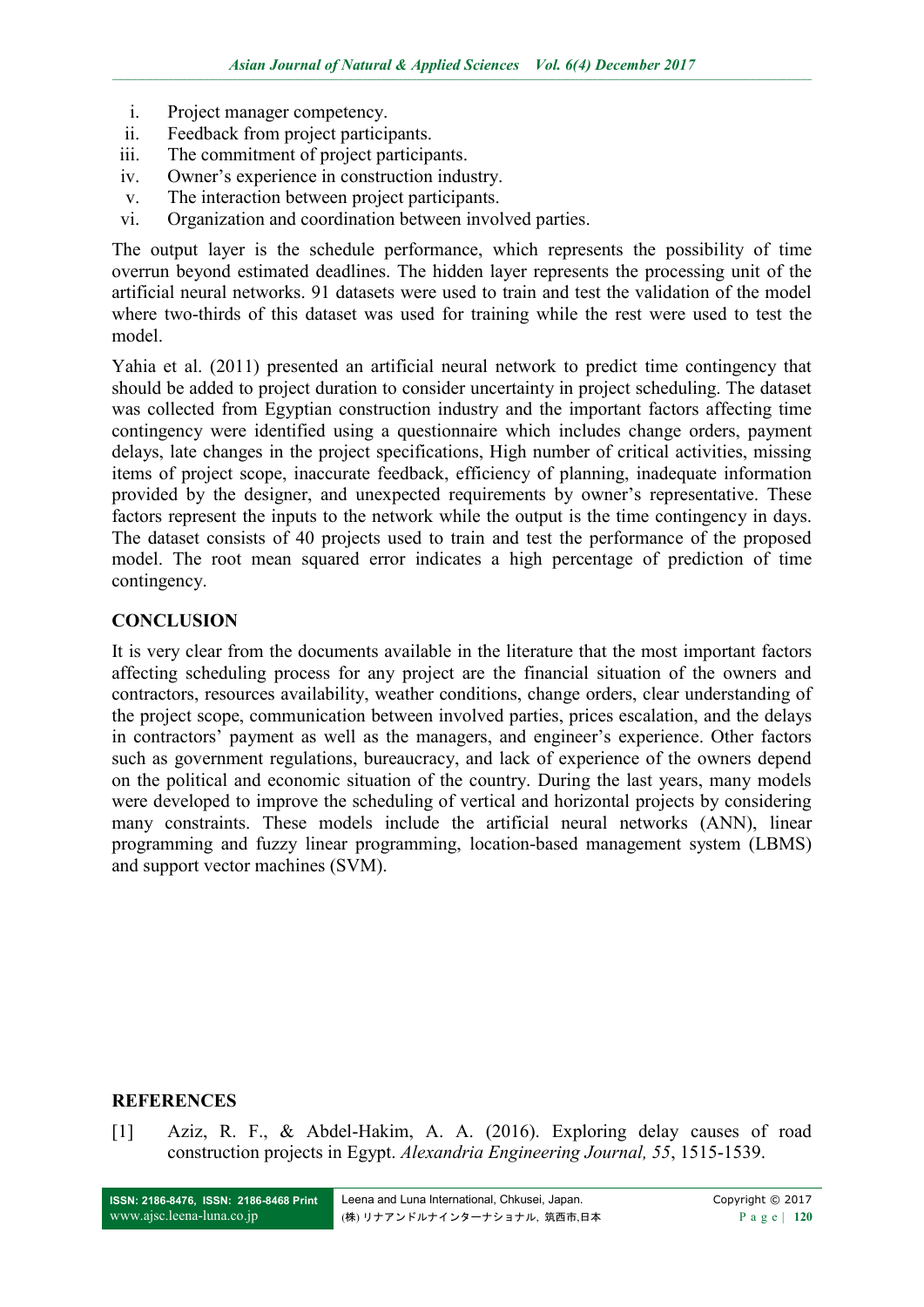i. Project manager competency.
ii. Feedback from project participants.
iii. The commitment of project participants.
iv. Owner's experience in construction industry.
v. The interaction between project participants.
vi. Organization and coordination between involved parties.

The output layer is the schedule performance, which represents the possibility of time overrun beyond estimated deadlines. The hidden layer represents the processing unit of the artificial neural networks. 91 datasets were used to train and test the validation of the model where two-thirds of this dataset was used for training while the rest were used to test the model.

Yahia et al. (2011) presented an artificial neural network to predict time contingency that should be added to project duration to consider uncertainty in project scheduling. The dataset was collected from Egyptian construction industry and the important factors affecting time contingency were identified using a questionnaire which includes change orders, payment delays, late changes in the project specifications, High number of critical activities, missing items of project scope, inaccurate feedback, efficiency of planning, inadequate information provided by the designer, and unexpected requirements by owner's representative. These factors represent the inputs to the network while the output is the time contingency in days. The dataset consists of 40 projects used to train and test the performance of the proposed model. The root mean squared error indicates a high percentage of prediction of time contingency.

## CONCLUSION

It is very clear from the documents available in the literature that the most important factors affecting scheduling process for any project are the financial situation of the owners and contractors, resources availability, weather conditions, change orders, clear understanding of the project scope, communication between involved parties, prices escalation, and the delays in contractors' payment as well as the managers, and engineer's experience. Other factors such as government regulations, bureaucracy, and lack of experience of the owners depend on the political and economic situation of the country. During the last years, many models were developed to improve the scheduling of vertical and horizontal projects by considering many constraints. These models include the artificial neural networks (ANN), linear programming and fuzzy linear programming, location-based management system (LBMS) and support vector machines (SVM).

## REFERENCES

[1] Aziz, R. F., & Abdel-Hakim, A. A. (2016). Exploring delay causes of road construction projects in Egypt. *Alexandria Engineering Journal, 55*, 1515-1539.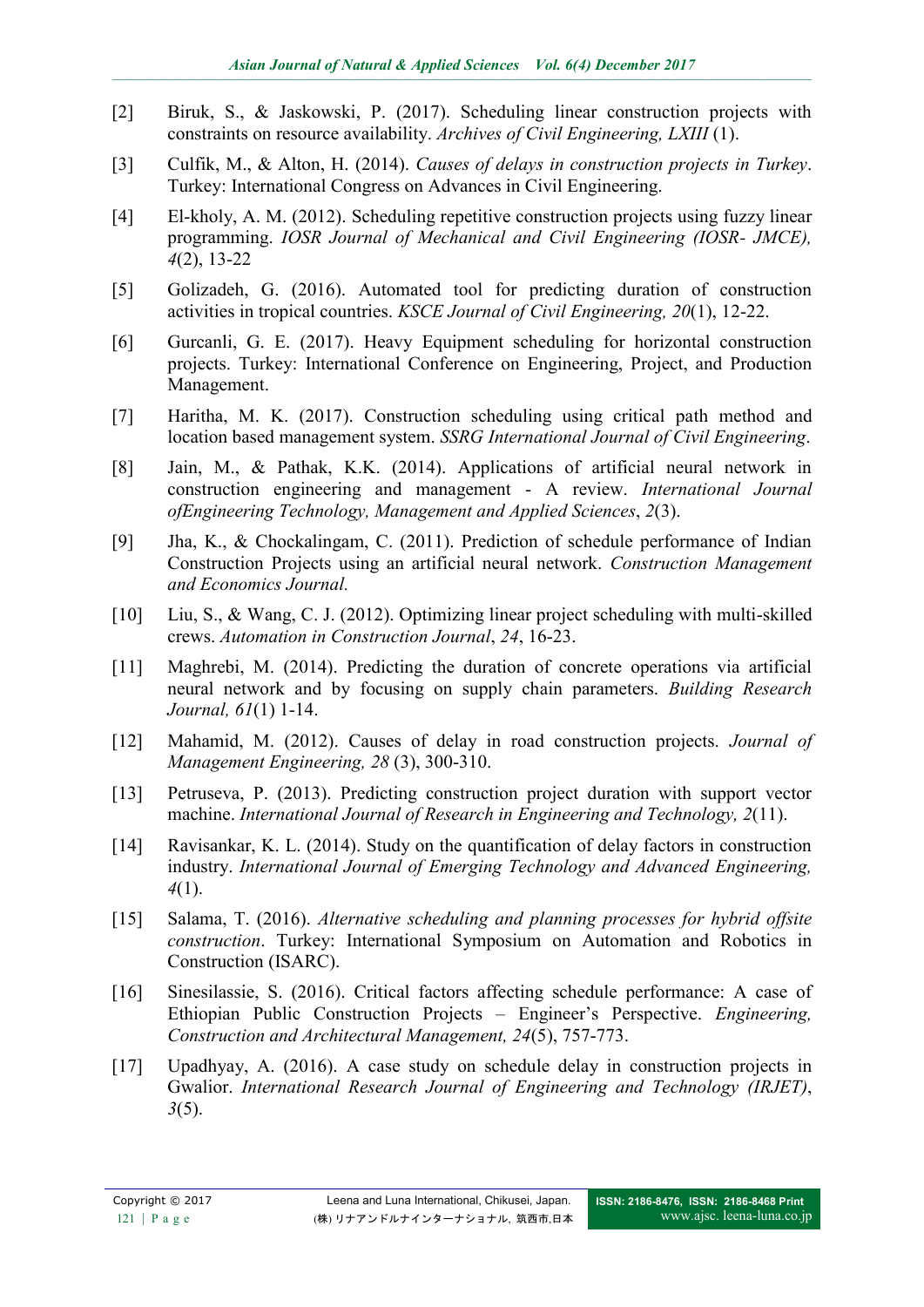[2] Biruk, S., & Jaskowski, P. (2017). Scheduling linear construction projects with constraints on resource availability. *Archives of Civil Engineering, LXIII* (1).

[3] Culfik, M., & Alton, H. (2014). *Causes of delays in construction projects in Turkey*. Turkey: International Congress on Advances in Civil Engineering.

[4] El-kholy, A. M. (2012). Scheduling repetitive construction projects using fuzzy linear programming. *IOSR Journal of Mechanical and Civil Engineering (IOSR- JMCE), 4*(2), 13-22

[5] Golizadeh, G. (2016). Automated tool for predicting duration of construction activities in tropical countries. *KSCE Journal of Civil Engineering, 20*(1), 12-22.

[6] Gurcanli, G. E. (2017). Heavy Equipment scheduling for horizontal construction projects. Turkey: International Conference on Engineering, Project, and Production Management.

[7] Haritha, M. K. (2017). Construction scheduling using critical path method and location based management system. *SSRG International Journal of Civil Engineering*.

[8] Jain, M., & Pathak, K.K. (2014). Applications of artificial neural network in construction engineering and management - A review. *International Journal ofEngineering Technology, Management and Applied Sciences*, *2*(3).

[9] Jha, K., & Chockalingam, C. (2011). Prediction of schedule performance of Indian Construction Projects using an artificial neural network. *Construction Management and Economics Journal.*

[10] Liu, S., & Wang, C. J. (2012). Optimizing linear project scheduling with multi-skilled crews. *Automation in Construction Journal*, *24*, 16-23.

[11] Maghrebi, M. (2014). Predicting the duration of concrete operations via artificial neural network and by focusing on supply chain parameters. *Building Research Journal, 61*(1) 1-14.

[12] Mahamid, M. (2012). Causes of delay in road construction projects. *Journal of Management Engineering, 28* (3), 300-310.

[13] Petruseva, P. (2013). Predicting construction project duration with support vector machine. *International Journal of Research in Engineering and Technology, 2*(11).

[14] Ravisankar, K. L. (2014). Study on the quantification of delay factors in construction industry. *International Journal of Emerging Technology and Advanced Engineering, 4*(1).

[15] Salama, T. (2016). *Alternative scheduling and planning processes for hybrid offsite construction*. Turkey: International Symposium on Automation and Robotics in Construction (ISARC).

[16] Sinesilassie, S. (2016). Critical factors affecting schedule performance: A case of Ethiopian Public Construction Projects – Engineer's Perspective. *Engineering, Construction and Architectural Management, 24*(5), 757-773.

[17] Upadhyay, A. (2016). A case study on schedule delay in construction projects in Gwalior. *International Research Journal of Engineering and Technology (IRJET)*, *3*(5).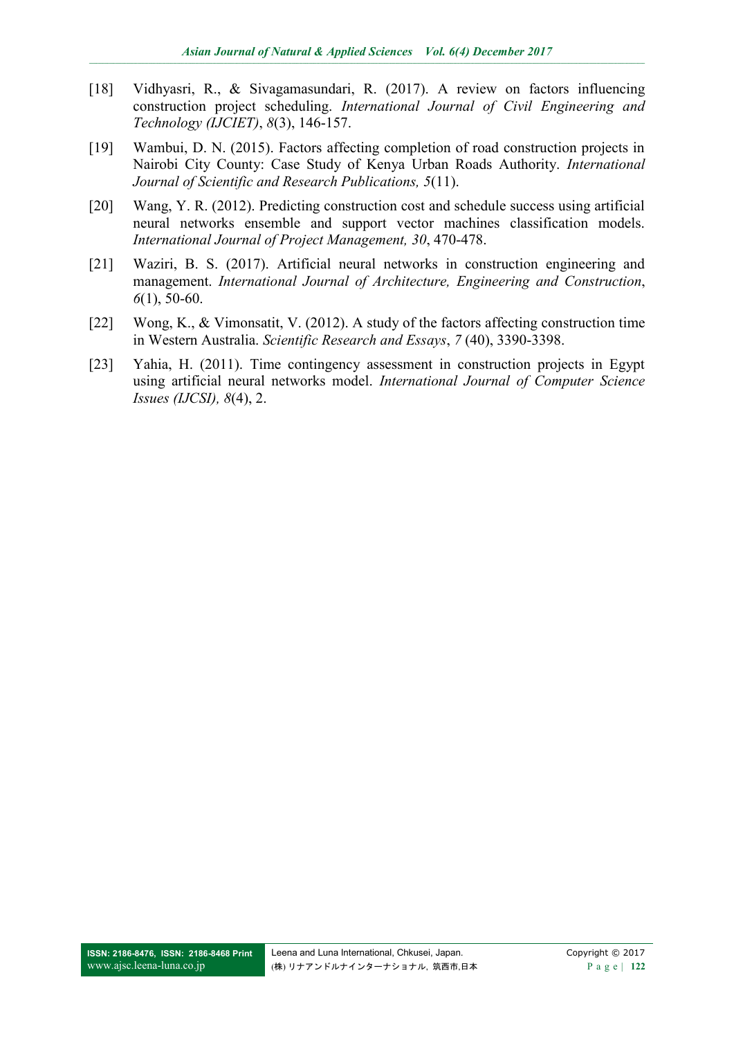[18] Vidhyasri, R., & Sivagamasundari, R. (2017). A review on factors influencing construction project scheduling. *International Journal of Civil Engineering and Technology (IJCIET)*, *8*(3), 146-157.

[19] Wambui, D. N. (2015). Factors affecting completion of road construction projects in Nairobi City County: Case Study of Kenya Urban Roads Authority. *International Journal of Scientific and Research Publications, 5*(11).

[20] Wang, Y. R. (2012). Predicting construction cost and schedule success using artificial neural networks ensemble and support vector machines classification models. *International Journal of Project Management, 30*, 470-478.

[21] Waziri, B. S. (2017). Artificial neural networks in construction engineering and management. *International Journal of Architecture, Engineering and Construction*, *6*(1), 50-60.

[22] Wong, K., & Vimonsatit, V. (2012). A study of the factors affecting construction time in Western Australia. *Scientific Research and Essays*, *7* (40), 3390-3398.

[23] Yahia, H. (2011). Time contingency assessment in construction projects in Egypt using artificial neural networks model. *International Journal of Computer Science Issues (IJCSI), 8*(4), 2.